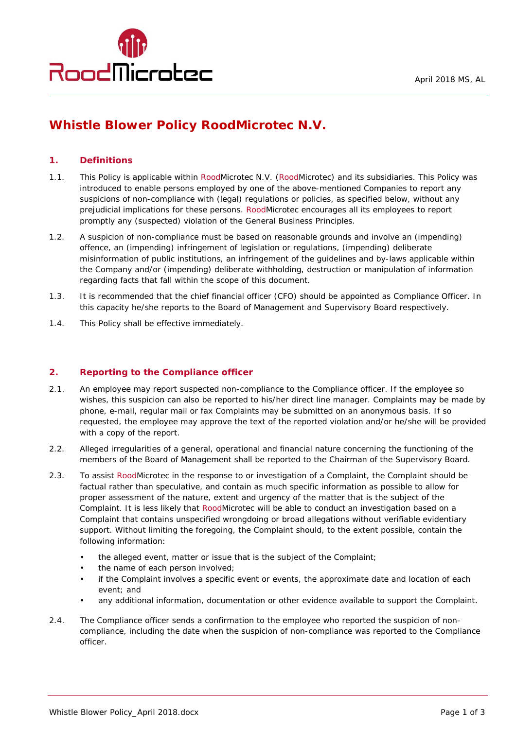April 2018 MS, AL

# Whistle Blower Policy RoodMicrotec N.V.

## 1. Definitions

1.1. This Policy is applicable within RoodMicrotec N.V. (RoodMicrotec) and its subsidiaries. This Policy was introduced to enable persons employed by one of the above-mentioned Companies to report any suspicions of non-compliance with (legal) regulations or policies, as specified below, without any prejudicial implications for these persons. RoodMicrotec encourages all its employees to report promptly any (suspected) violation of the General Business Principles.

1.2. A suspicion of non-compliance must be based on reasonable grounds and involve an (impending) offence, an (impending) infringement of legislation or regulations, (impending) deliberate misinformation of public institutions, an infringement of the guidelines and by-laws applicable within the Company and/or (impending) deliberate withholding, destruction or manipulation of information regarding facts that fall within the scope of this document.

1.3. It is recommended that the chief financial officer (CFO) should be appointed as Compliance Officer. In this capacity he/she reports to the Board of Management and Supervisory Board respectively.

1.4. This Policy shall be effective immediately.

## 2. Reporting to the Compliance officer

2.1. An employee may report suspected non-compliance to the Compliance officer. If the employee so wishes, this suspicion can also be reported to his/her direct line manager. Complaints may be made by phone, e-mail, regular mail or fax Complaints may be submitted on an anonymous basis. If so requested, the employee may approve the text of the reported violation and/or he/she will be provided with a copy of the report.

2.2. Alleged irregularities of a general, operational and financial nature concerning the functioning of the members of the Board of Management shall be reported to the Chairman of the Supervisory Board.

2.3. To assist RoodMicrotec in the response to or investigation of a Complaint, the Complaint should be factual rather than speculative, and contain as much specific information as possible to allow for proper assessment of the nature, extent and urgency of the matter that is the subject of the Complaint. It is less likely that RoodMicrotec will be able to conduct an investigation based on a Complaint that contains unspecified wrongdoing or broad allegations without verifiable evidentiary support. Without limiting the foregoing, the Complaint should, to the extent possible, contain the following information:

- the alleged event, matter or issue that is the subject of the Complaint;
- the name of each person involved;
- if the Complaint involves a specific event or events, the approximate date and location of each event; and
- any additional information, documentation or other evidence available to support the Complaint.

2.4. The Compliance officer sends a confirmation to the employee who reported the suspicion of non-compliance, including the date when the suspicion of non-compliance was reported to the Compliance officer.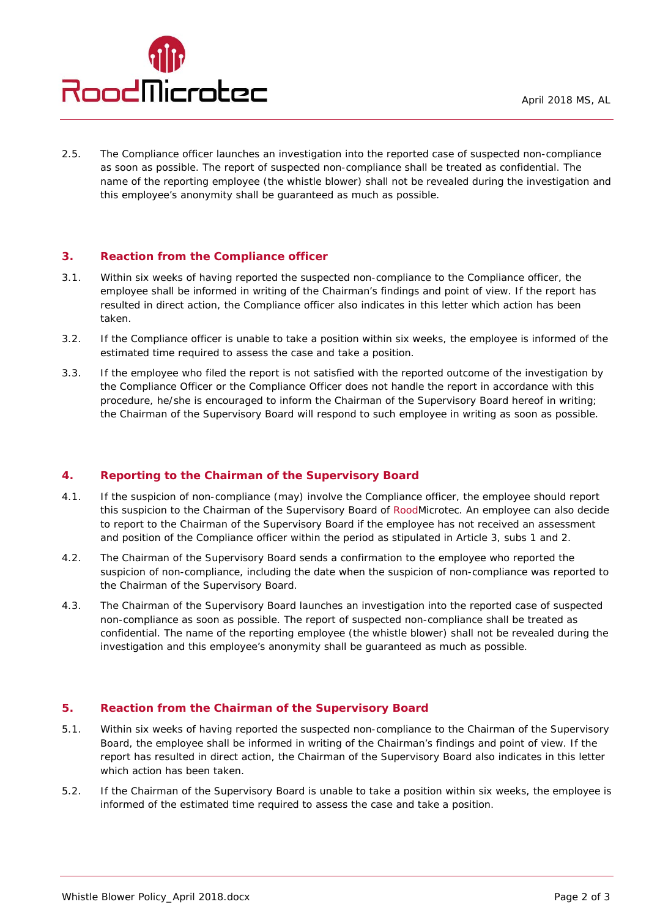2.5. The Compliance officer launches an investigation into the reported case of suspected non-compliance as soon as possible. The report of suspected non-compliance shall be treated as confidential. The name of the reporting employee (the whistle blower) shall not be revealed during the investigation and this employee's anonymity shall be guaranteed as much as possible.

## 3. Reaction from the Compliance officer

3.1. Within six weeks of having reported the suspected non-compliance to the Compliance officer, the employee shall be informed in writing of the Chairman's findings and point of view. If the report has resulted in direct action, the Compliance officer also indicates in this letter which action has been taken.

3.2. If the Compliance officer is unable to take a position within six weeks, the employee is informed of the estimated time required to assess the case and take a position.

3.3. If the employee who filed the report is not satisfied with the reported outcome of the investigation by the Compliance Officer or the Compliance Officer does not handle the report in accordance with this procedure, he/she is encouraged to inform the Chairman of the Supervisory Board hereof in writing; the Chairman of the Supervisory Board will respond to such employee in writing as soon as possible.

## 4. Reporting to the Chairman of the Supervisory Board

4.1. If the suspicion of non-compliance (may) involve the Compliance officer, the employee should report this suspicion to the Chairman of the Supervisory Board of RoodMicrotec. An employee can also decide to report to the Chairman of the Supervisory Board if the employee has not received an assessment and position of the Compliance officer within the period as stipulated in Article 3, subs 1 and 2.

4.2. The Chairman of the Supervisory Board sends a confirmation to the employee who reported the suspicion of non-compliance, including the date when the suspicion of non-compliance was reported to the Chairman of the Supervisory Board.

4.3. The Chairman of the Supervisory Board launches an investigation into the reported case of suspected non-compliance as soon as possible. The report of suspected non-compliance shall be treated as confidential. The name of the reporting employee (the whistle blower) shall not be revealed during the investigation and this employee's anonymity shall be guaranteed as much as possible.

## 5. Reaction from the Chairman of the Supervisory Board

5.1. Within six weeks of having reported the suspected non-compliance to the Chairman of the Supervisory Board, the employee shall be informed in writing of the Chairman's findings and point of view. If the report has resulted in direct action, the Chairman of the Supervisory Board also indicates in this letter which action has been taken.

5.2. If the Chairman of the Supervisory Board is unable to take a position within six weeks, the employee is informed of the estimated time required to assess the case and take a position.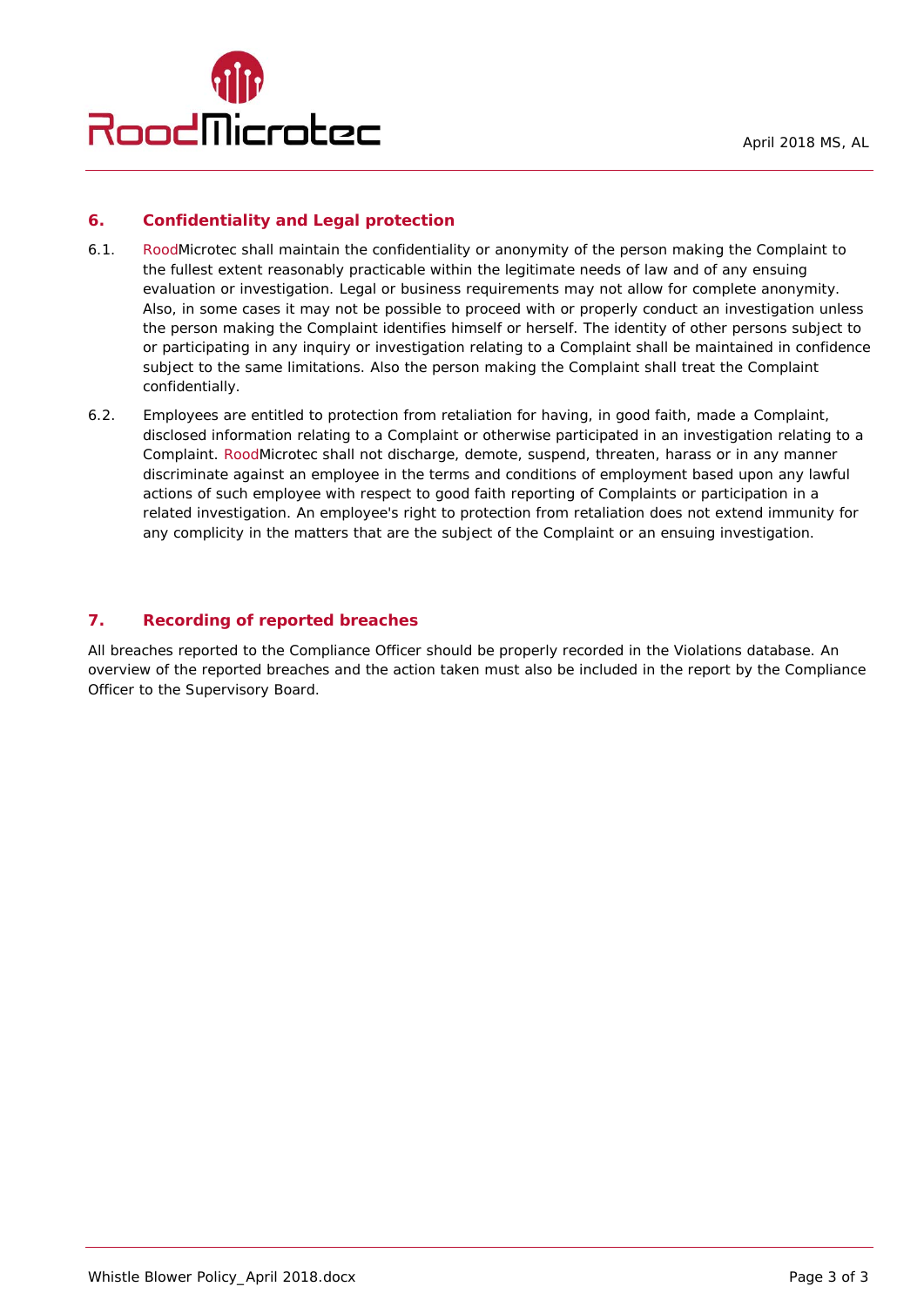## 6. Confidentiality and Legal protection

6.1. RoodMicrotec shall maintain the confidentiality or anonymity of the person making the Complaint to the fullest extent reasonably practicable within the legitimate needs of law and of any ensuing evaluation or investigation. Legal or business requirements may not allow for complete anonymity. Also, in some cases it may not be possible to proceed with or properly conduct an investigation unless the person making the Complaint identifies himself or herself. The identity of other persons subject to or participating in any inquiry or investigation relating to a Complaint shall be maintained in confidence subject to the same limitations. Also the person making the Complaint shall treat the Complaint confidentially.

6.2. Employees are entitled to protection from retaliation for having, in good faith, made a Complaint, disclosed information relating to a Complaint or otherwise participated in an investigation relating to a Complaint. RoodMicrotec shall not discharge, demote, suspend, threaten, harass or in any manner discriminate against an employee in the terms and conditions of employment based upon any lawful actions of such employee with respect to good faith reporting of Complaints or participation in a related investigation. An employee's right to protection from retaliation does not extend immunity for any complicity in the matters that are the subject of the Complaint or an ensuing investigation.

## 7. Recording of reported breaches

All breaches reported to the Compliance Officer should be properly recorded in the Violations database. An overview of the reported breaches and the action taken must also be included in the report by the Compliance Officer to the Supervisory Board.